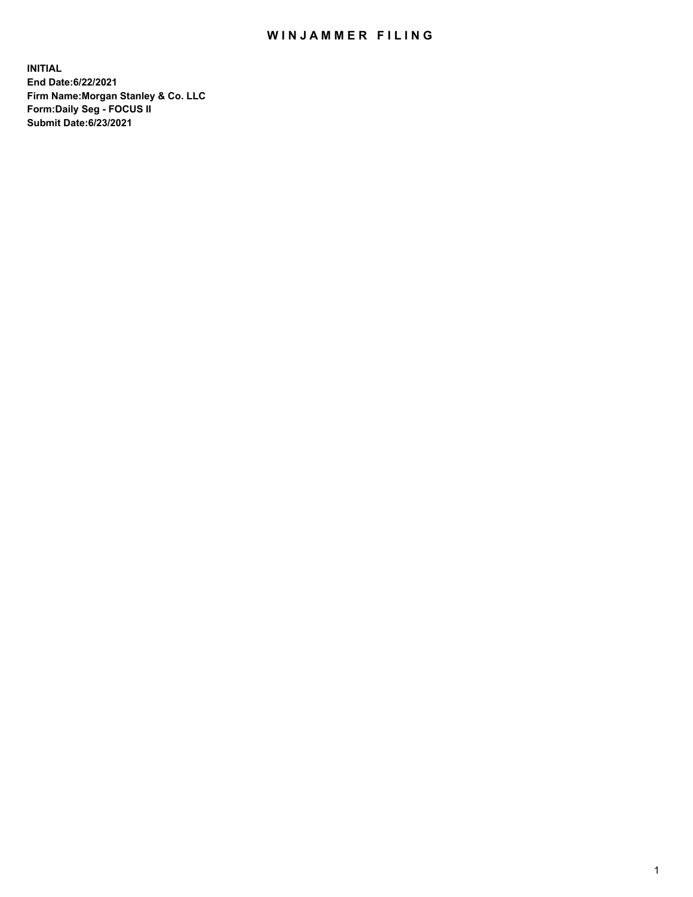# WINJAMMER FILING

**INITIAL**
**End Date:6/22/2021**
**Firm Name:Morgan Stanley & Co. LLC**
**Form:Daily Seg - FOCUS II**
**Submit Date:6/23/2021**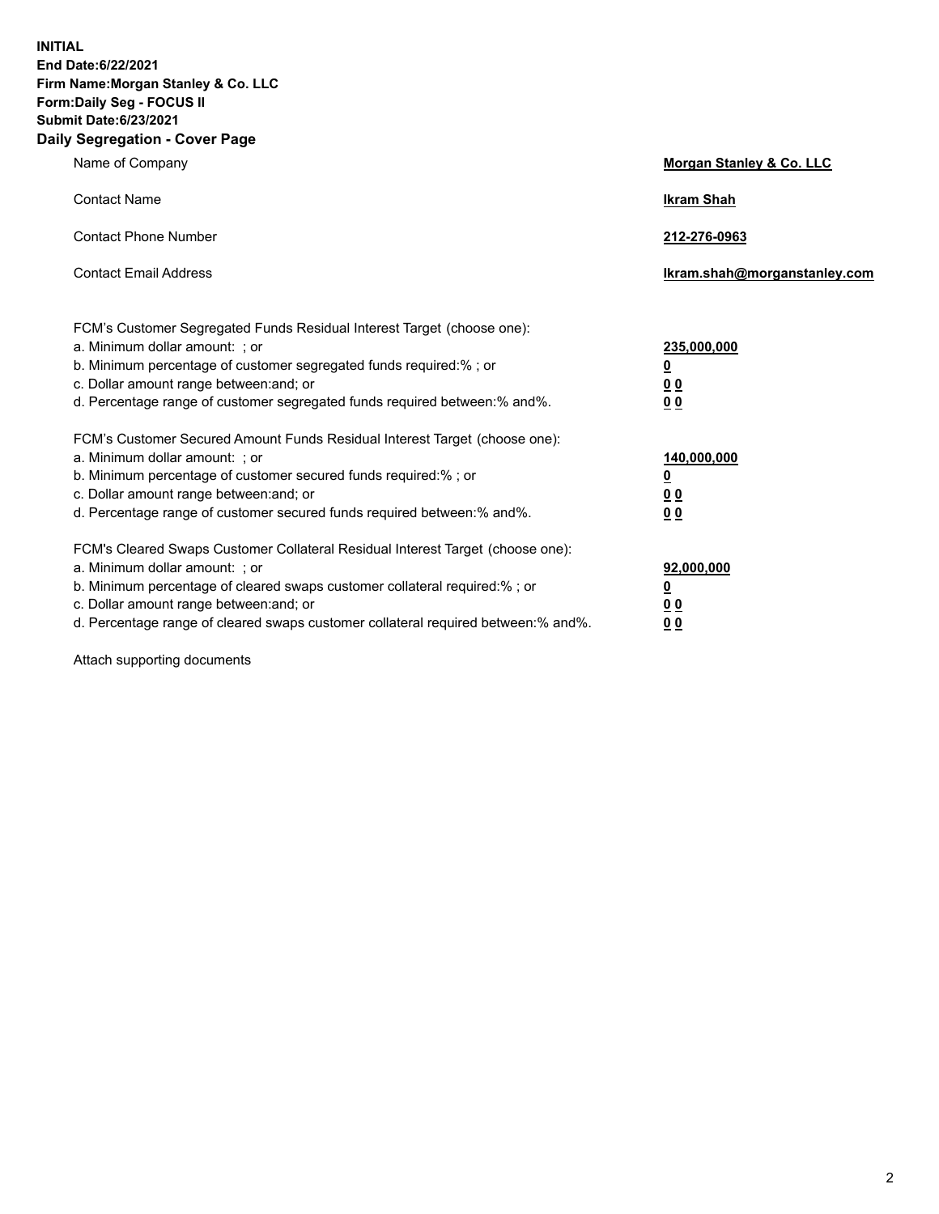**INITIAL**
**End Date:6/22/2021**
**Firm Name:Morgan Stanley & Co. LLC**
**Form:Daily Seg - FOCUS II**
**Submit Date:6/23/2021**

## Daily Segregation - Cover Page

| | |
|---|---|
| Name of Company | **Morgan Stanley & Co. LLC** |
| Contact Name | **Ikram Shah** |
| Contact Phone Number | **212-276-0963** |
| Contact Email Address | **Ikram.shah@morganstanley.com** |

FCM's Customer Segregated Funds Residual Interest Target (choose one):

| | |
|---|---|
| a. Minimum dollar amount: ; or | **235,000,000** |
| b. Minimum percentage of customer segregated funds required:% ; or | **0** |
| c. Dollar amount range between:and; or | **0 0** |
| d. Percentage range of customer segregated funds required between:% and%. | **0 0** |

FCM's Customer Secured Amount Funds Residual Interest Target (choose one):

| | |
|---|---|
| a. Minimum dollar amount: ; or | **140,000,000** |
| b. Minimum percentage of customer secured funds required:% ; or | **0** |
| c. Dollar amount range between:and; or | **0 0** |
| d. Percentage range of customer secured funds required between:% and%. | **0 0** |

FCM's Cleared Swaps Customer Collateral Residual Interest Target (choose one):

| | |
|---|---|
| a. Minimum dollar amount: ; or | **92,000,000** |
| b. Minimum percentage of cleared swaps customer collateral required:% ; or | **0** |
| c. Dollar amount range between:and; or | **0 0** |
| d. Percentage range of cleared swaps customer collateral required between:% and%. | **0 0** |

Attach supporting documents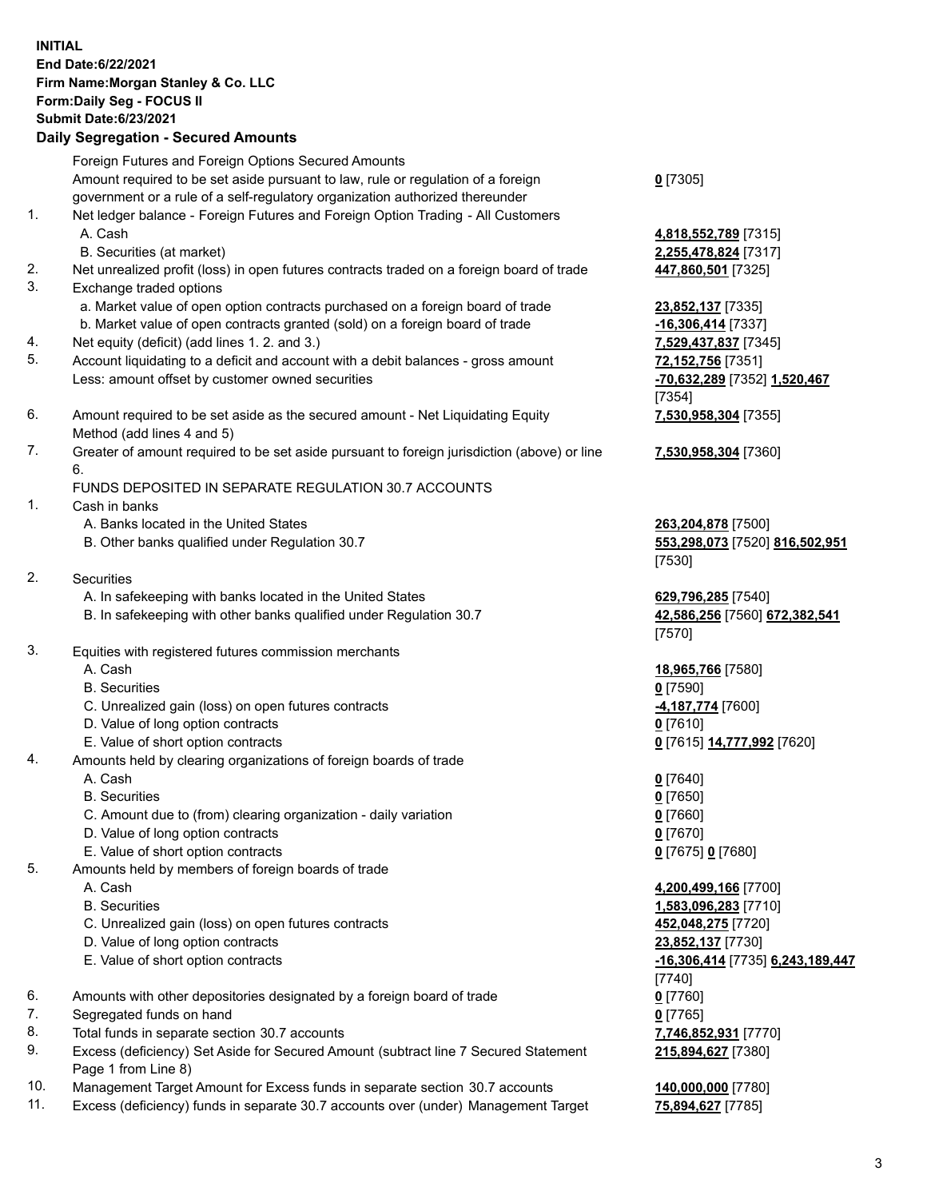**INITIAL**
**End Date:6/22/2021**
**Firm Name:Morgan Stanley & Co. LLC**
**Form:Daily Seg - FOCUS II**
**Submit Date:6/23/2021**

## Daily Segregation - Secured Amounts

| | | |
|---|---|---|
| | Foreign Futures and Foreign Options Secured Amounts | |
| | Amount required to be set aside pursuant to law, rule or regulation of a foreign government or a rule of a self-regulatory organization authorized thereunder | **0** [7305] |
| 1. | Net ledger balance - Foreign Futures and Foreign Option Trading - All Customers | |
| | A. Cash | **4,818,552,789** [7315] |
| | B. Securities (at market) | **2,255,478,824** [7317] |
| 2. | Net unrealized profit (loss) in open futures contracts traded on a foreign board of trade | **447,860,501** [7325] |
| 3. | Exchange traded options | |
| | a. Market value of open option contracts purchased on a foreign board of trade | **23,852,137** [7335] |
| | b. Market value of open contracts granted (sold) on a foreign board of trade | **-16,306,414** [7337] |
| 4. | Net equity (deficit) (add lines 1. 2. and 3.) | **7,529,437,837** [7345] |
| 5. | Account liquidating to a deficit and account with a debit balances - gross amount | **72,152,756** [7351] |
| | Less: amount offset by customer owned securities | **-70,632,289** [7352] **1,520,467** [7354] |
| 6. | Amount required to be set aside as the secured amount - Net Liquidating Equity Method (add lines 4 and 5) | **7,530,958,304** [7355] |
| 7. | Greater of amount required to be set aside pursuant to foreign jurisdiction (above) or line 6. | **7,530,958,304** [7360] |
| | FUNDS DEPOSITED IN SEPARATE REGULATION 30.7 ACCOUNTS | |
| 1. | Cash in banks | |
| | A. Banks located in the United States | **263,204,878** [7500] |
| | B. Other banks qualified under Regulation 30.7 | **553,298,073** [7520] **816,502,951** [7530] |
| 2. | Securities | |
| | A. In safekeeping with banks located in the United States | **629,796,285** [7540] |
| | B. In safekeeping with other banks qualified under Regulation 30.7 | **42,586,256** [7560] **672,382,541** [7570] |
| 3. | Equities with registered futures commission merchants | |
| | A. Cash | **18,965,766** [7580] |
| | B. Securities | **0** [7590] |
| | C. Unrealized gain (loss) on open futures contracts | **-4,187,774** [7600] |
| | D. Value of long option contracts | **0** [7610] |
| | E. Value of short option contracts | **0** [7615] **14,777,992** [7620] |
| 4. | Amounts held by clearing organizations of foreign boards of trade | |
| | A. Cash | **0** [7640] |
| | B. Securities | **0** [7650] |
| | C. Amount due to (from) clearing organization - daily variation | **0** [7660] |
| | D. Value of long option contracts | **0** [7670] |
| | E. Value of short option contracts | **0** [7675] **0** [7680] |
| 5. | Amounts held by members of foreign boards of trade | |
| | A. Cash | **4,200,499,166** [7700] |
| | B. Securities | **1,583,096,283** [7710] |
| | C. Unrealized gain (loss) on open futures contracts | **452,048,275** [7720] |
| | D. Value of long option contracts | **23,852,137** [7730] |
| | E. Value of short option contracts | **-16,306,414** [7735] **6,243,189,447** [7740] |
| 6. | Amounts with other depositories designated by a foreign board of trade | **0** [7760] |
| 7. | Segregated funds on hand | **0** [7765] |
| 8. | Total funds in separate section 30.7 accounts | **7,746,852,931** [7770] |
| 9. | Excess (deficiency) Set Aside for Secured Amount (subtract line 7 Secured Statement Page 1 from Line 8) | **215,894,627** [7380] |
| 10. | Management Target Amount for Excess funds in separate section 30.7 accounts | **140,000,000** [7780] |
| 11. | Excess (deficiency) funds in separate 30.7 accounts over (under) Management Target | **75,894,627** [7785] |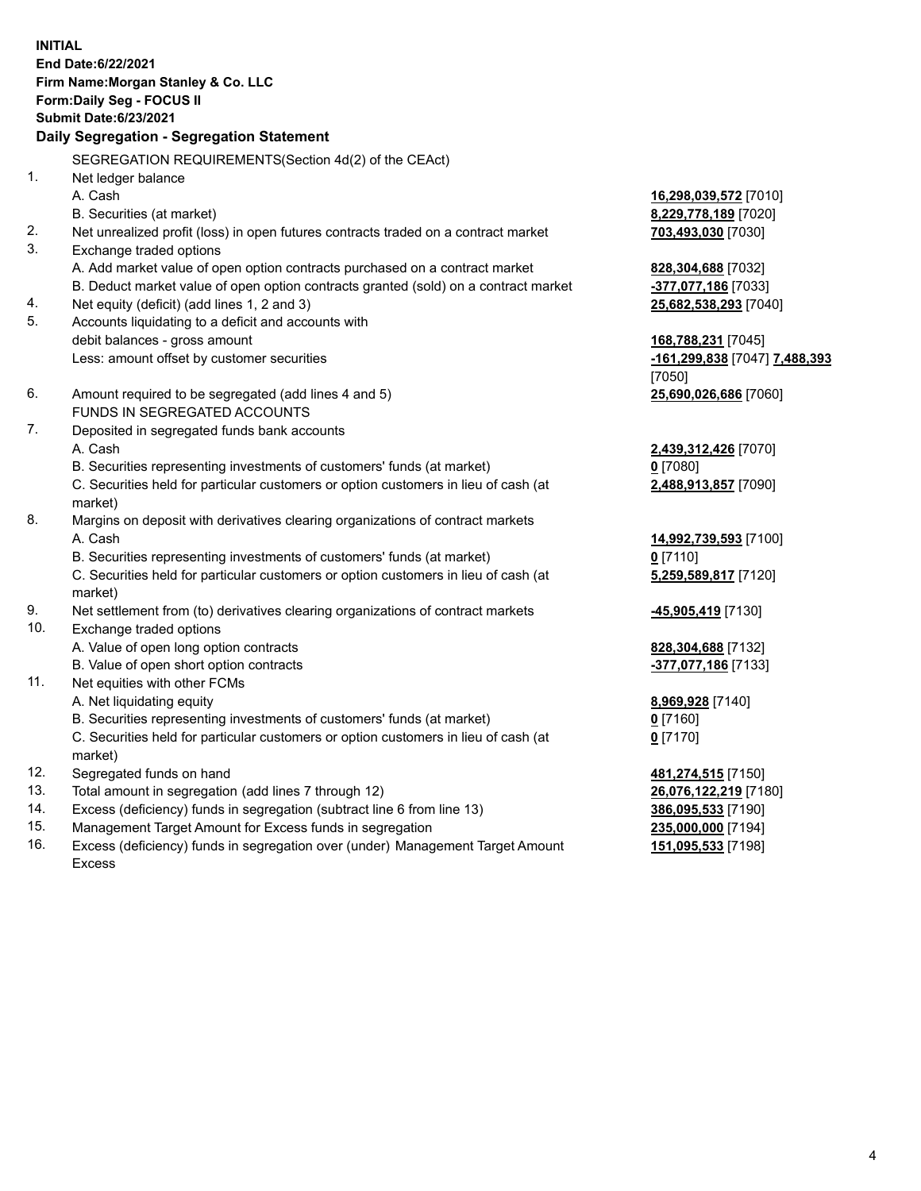**INITIAL**
**End Date:6/22/2021**
**Firm Name:Morgan Stanley & Co. LLC**
**Form:Daily Seg - FOCUS II**
**Submit Date:6/23/2021**

## Daily Segregation - Segregation Statement

SEGREGATION REQUIREMENTS(Section 4d(2) of the CEAct)

| | | |
|---|---|---|
| 1. | Net ledger balance | |
| | A. Cash | **16,298,039,572** [7010] |
| | B. Securities (at market) | **8,229,778,189** [7020] |
| 2. | Net unrealized profit (loss) in open futures contracts traded on a contract market | **703,493,030** [7030] |
| 3. | Exchange traded options | |
| | A. Add market value of open option contracts purchased on a contract market | **828,304,688** [7032] |
| | B. Deduct market value of open option contracts granted (sold) on a contract market | **-377,077,186** [7033] |
| 4. | Net equity (deficit) (add lines 1, 2 and 3) | **25,682,538,293** [7040] |
| 5. | Accounts liquidating to a deficit and accounts with debit balances - gross amount | **168,788,231** [7045] |
| | Less: amount offset by customer securities | **-161,299,838** [7047] **7,488,393** [7050] |
| 6. | Amount required to be segregated (add lines 4 and 5) | **25,690,026,686** [7060] |
| | FUNDS IN SEGREGATED ACCOUNTS | |
| 7. | Deposited in segregated funds bank accounts | |
| | A. Cash | **2,439,312,426** [7070] |
| | B. Securities representing investments of customers' funds (at market) | **0** [7080] |
| | C. Securities held for particular customers or option customers in lieu of cash (at market) | **2,488,913,857** [7090] |
| 8. | Margins on deposit with derivatives clearing organizations of contract markets | |
| | A. Cash | **14,992,739,593** [7100] |
| | B. Securities representing investments of customers' funds (at market) | **0** [7110] |
| | C. Securities held for particular customers or option customers in lieu of cash (at market) | **5,259,589,817** [7120] |
| 9. | Net settlement from (to) derivatives clearing organizations of contract markets | **-45,905,419** [7130] |
| 10. | Exchange traded options | |
| | A. Value of open long option contracts | **828,304,688** [7132] |
| | B. Value of open short option contracts | **-377,077,186** [7133] |
| 11. | Net equities with other FCMs | |
| | A. Net liquidating equity | **8,969,928** [7140] |
| | B. Securities representing investments of customers' funds (at market) | **0** [7160] |
| | C. Securities held for particular customers or option customers in lieu of cash (at market) | **0** [7170] |
| 12. | Segregated funds on hand | **481,274,515** [7150] |
| 13. | Total amount in segregation (add lines 7 through 12) | **26,076,122,219** [7180] |
| 14. | Excess (deficiency) funds in segregation (subtract line 6 from line 13) | **386,095,533** [7190] |
| 15. | Management Target Amount for Excess funds in segregation | **235,000,000** [7194] |
| 16. | Excess (deficiency) funds in segregation over (under) Management Target Amount Excess | **151,095,533** [7198] |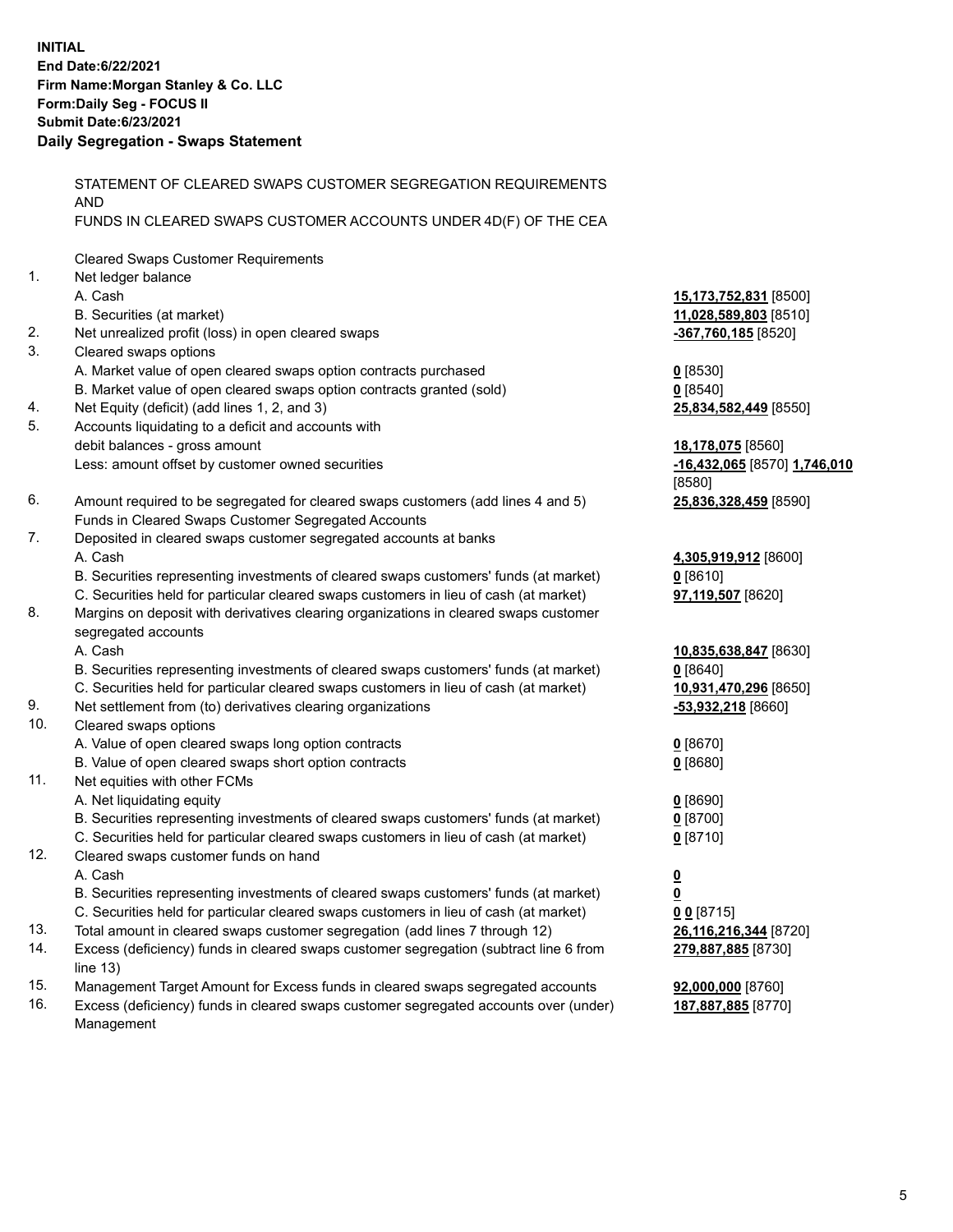**INITIAL**
**End Date:6/22/2021**
**Firm Name:Morgan Stanley & Co. LLC**
**Form:Daily Seg - FOCUS II**
**Submit Date:6/23/2021**
**Daily Segregation - Swaps Statement**

STATEMENT OF CLEARED SWAPS CUSTOMER SEGREGATION REQUIREMENTS AND FUNDS IN CLEARED SWAPS CUSTOMER ACCOUNTS UNDER 4D(F) OF THE CEA

| | | |
|---|---|---|
| | Cleared Swaps Customer Requirements | |
| 1. | Net ledger balance | |
| | A. Cash | **15,173,752,831** [8500] |
| | B. Securities (at market) | **11,028,589,803** [8510] |
| 2. | Net unrealized profit (loss) in open cleared swaps | **-367,760,185** [8520] |
| 3. | Cleared swaps options | |
| | A. Market value of open cleared swaps option contracts purchased | **0** [8530] |
| | B. Market value of open cleared swaps option contracts granted (sold) | **0** [8540] |
| 4. | Net Equity (deficit) (add lines 1, 2, and 3) | **25,834,582,449** [8550] |
| 5. | Accounts liquidating to a deficit and accounts with debit balances - gross amount | **18,178,075** [8560] |
| | Less: amount offset by customer owned securities | **-16,432,065** [8570] **1,746,010** [8580] |
| 6. | Amount required to be segregated for cleared swaps customers (add lines 4 and 5) | **25,836,328,459** [8590] |
| | Funds in Cleared Swaps Customer Segregated Accounts | |
| 7. | Deposited in cleared swaps customer segregated accounts at banks | |
| | A. Cash | **4,305,919,912** [8600] |
| | B. Securities representing investments of cleared swaps customers' funds (at market) | **0** [8610] |
| | C. Securities held for particular cleared swaps customers in lieu of cash (at market) | **97,119,507** [8620] |
| 8. | Margins on deposit with derivatives clearing organizations in cleared swaps customer segregated accounts | |
| | A. Cash | **10,835,638,847** [8630] |
| | B. Securities representing investments of cleared swaps customers' funds (at market) | **0** [8640] |
| | C. Securities held for particular cleared swaps customers in lieu of cash (at market) | **10,931,470,296** [8650] |
| 9. | Net settlement from (to) derivatives clearing organizations | **-53,932,218** [8660] |
| 10. | Cleared swaps options | |
| | A. Value of open cleared swaps long option contracts | **0** [8670] |
| | B. Value of open cleared swaps short option contracts | **0** [8680] |
| 11. | Net equities with other FCMs | |
| | A. Net liquidating equity | **0** [8690] |
| | B. Securities representing investments of cleared swaps customers' funds (at market) | **0** [8700] |
| | C. Securities held for particular cleared swaps customers in lieu of cash (at market) | **0** [8710] |
| 12. | Cleared swaps customer funds on hand | |
| | A. Cash | **0** |
| | B. Securities representing investments of cleared swaps customers' funds (at market) | **0** |
| | C. Securities held for particular cleared swaps customers in lieu of cash (at market) | **0** **0** [8715] |
| 13. | Total amount in cleared swaps customer segregation (add lines 7 through 12) | **26,116,216,344** [8720] |
| 14. | Excess (deficiency) funds in cleared swaps customer segregation (subtract line 6 from line 13) | **279,887,885** [8730] |
| 15. | Management Target Amount for Excess funds in cleared swaps segregated accounts | **92,000,000** [8760] |
| 16. | Excess (deficiency) funds in cleared swaps customer segregated accounts over (under) Management | **187,887,885** [8770] |